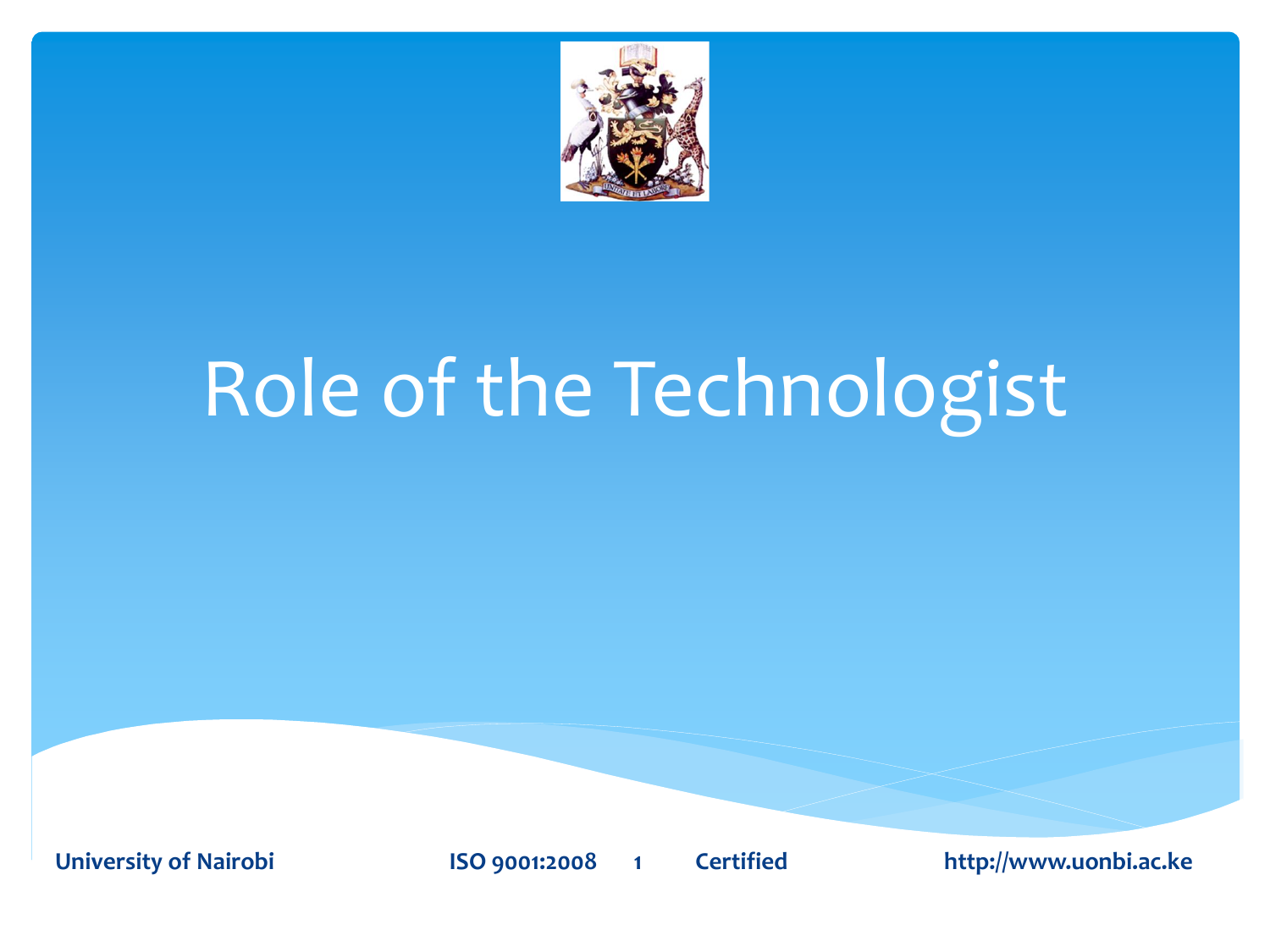# Role of the Technologist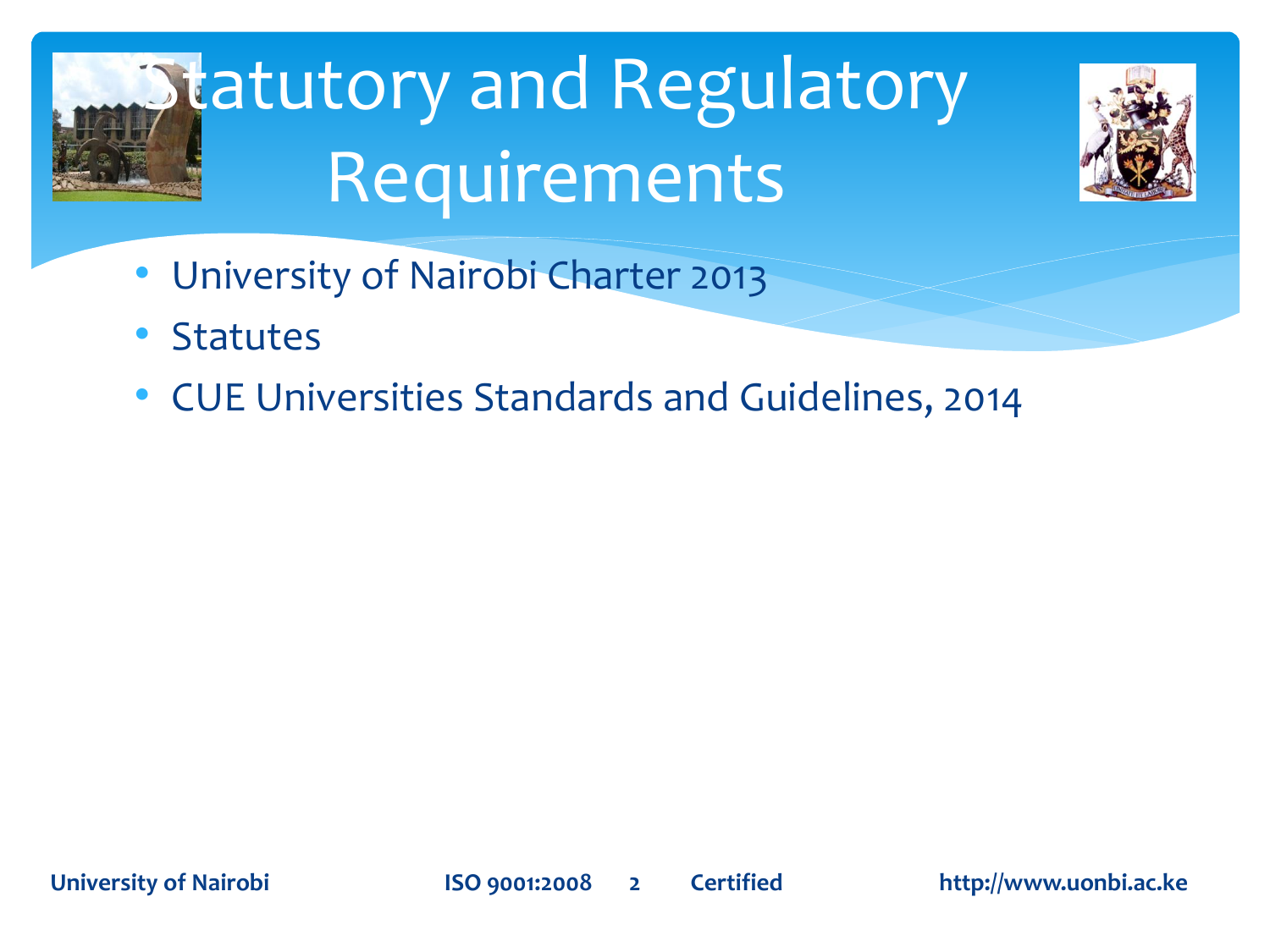# Statutory and Regulatory Requirements

- University of Nairobi Charter 2013
- Statutes
- CUE Universities Standards and Guidelines, 2014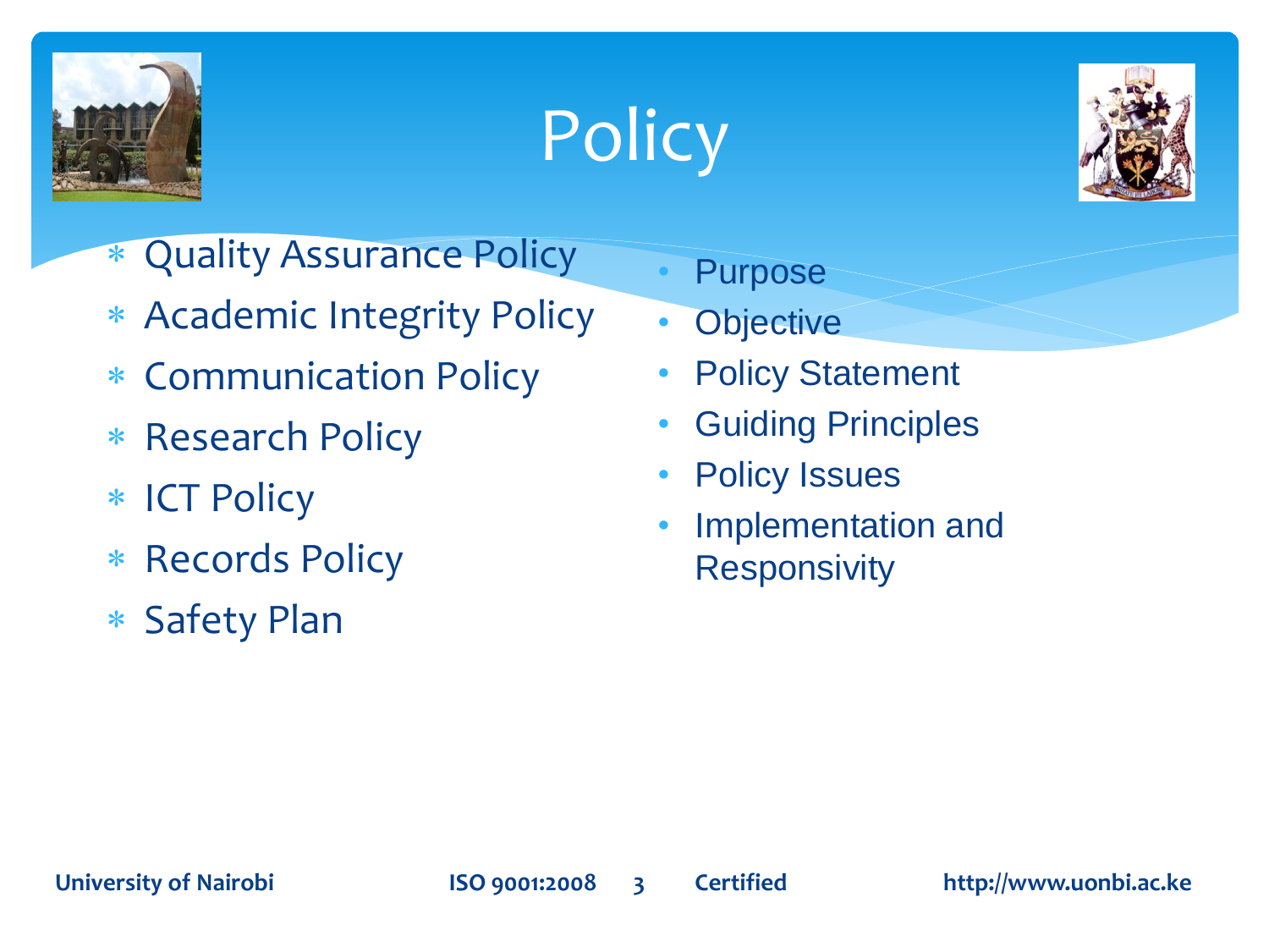# Policy

- Quality Assurance Policy
- Academic Integrity Policy
- Communication Policy
- Research Policy
- ICT Policy
- Records Policy
- Safety Plan

- Purpose
- Objective
- Policy Statement
- Guiding Principles
- Policy Issues
- Implementation and Responsivity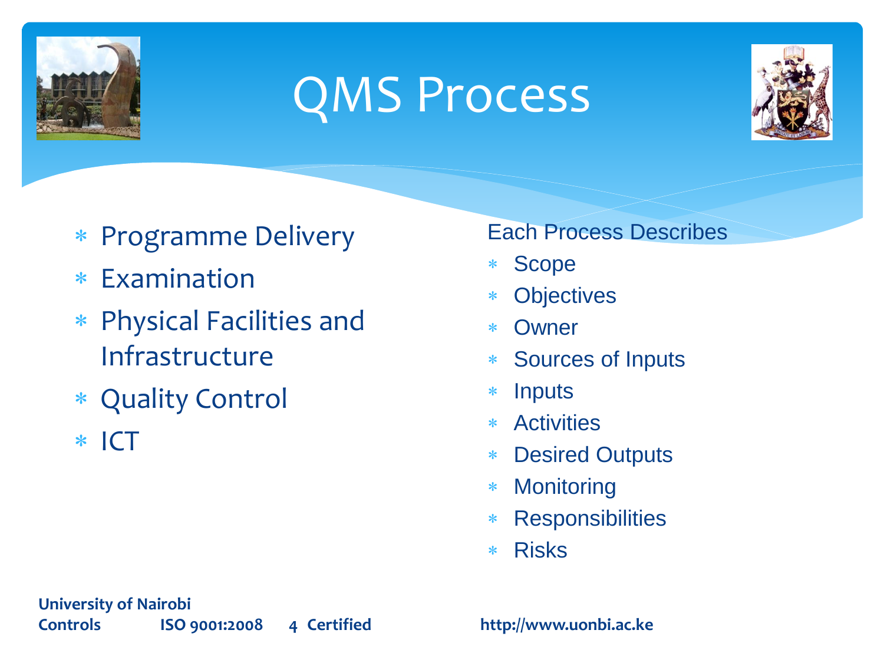# QMS Process

- Programme Delivery
- Examination
- Physical Facilities and Infrastructure
- Quality Control
- ICT

Each Process Describes

- Scope
- Objectives
- Owner
- Sources of Inputs
- Inputs
- Activities
- Desired Outputs
- Monitoring
- Responsibilities
- Risks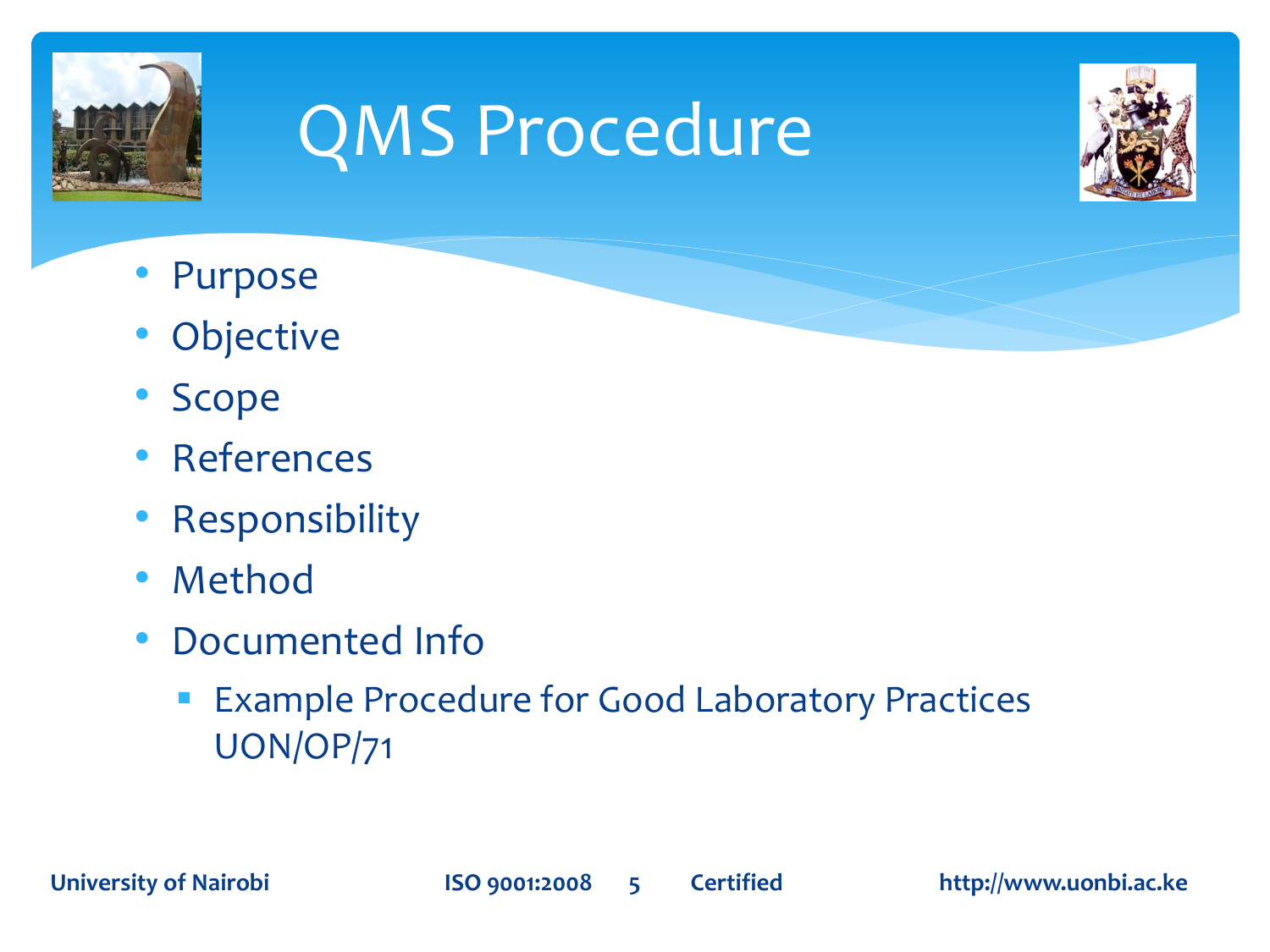# QMS Procedure

- Purpose
- Objective
- Scope
- References
- Responsibility
- Method
- Documented Info
  - Example Procedure for Good Laboratory Practices UON/OP/71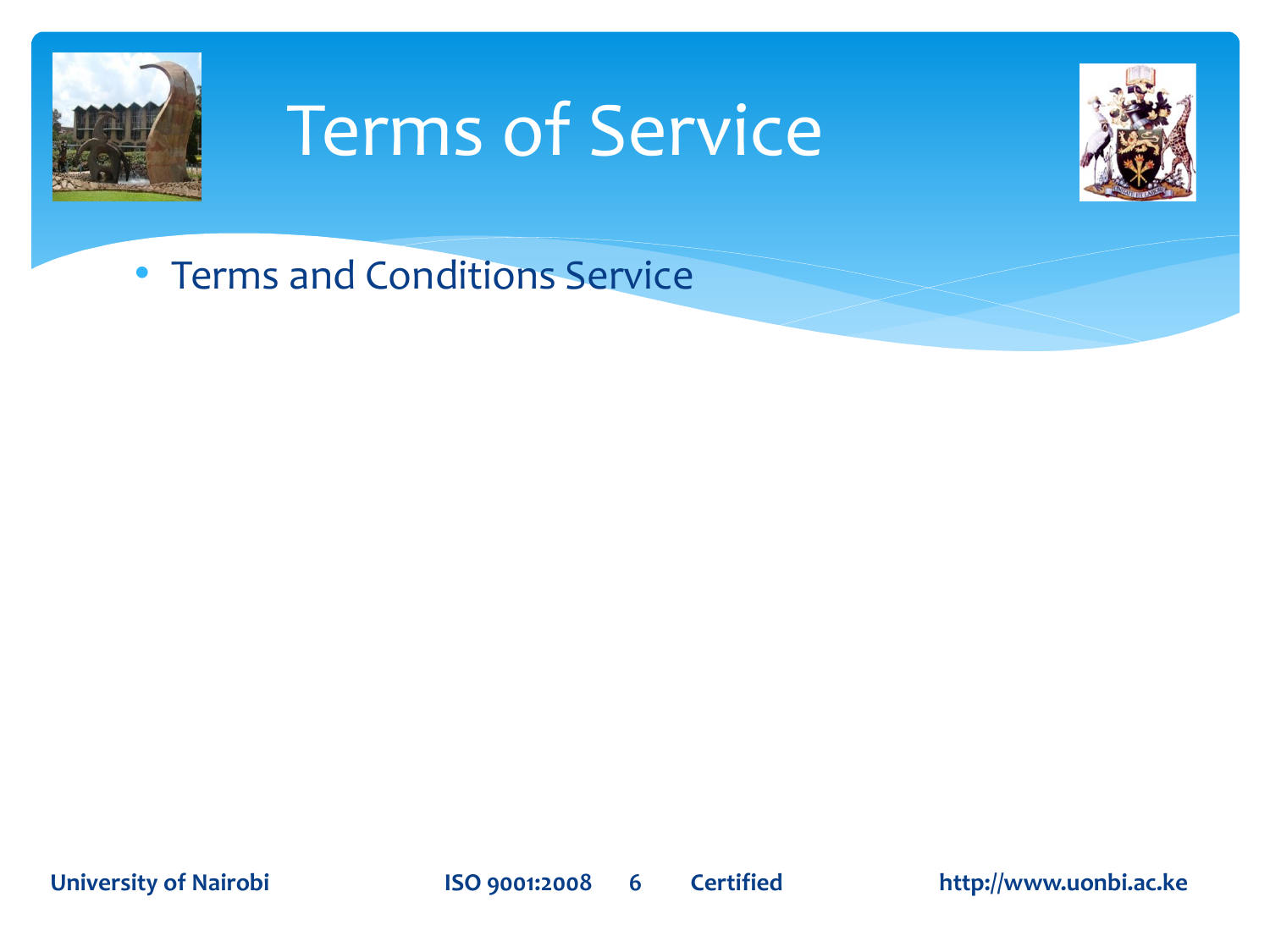# Terms of Service

- Terms and Conditions Service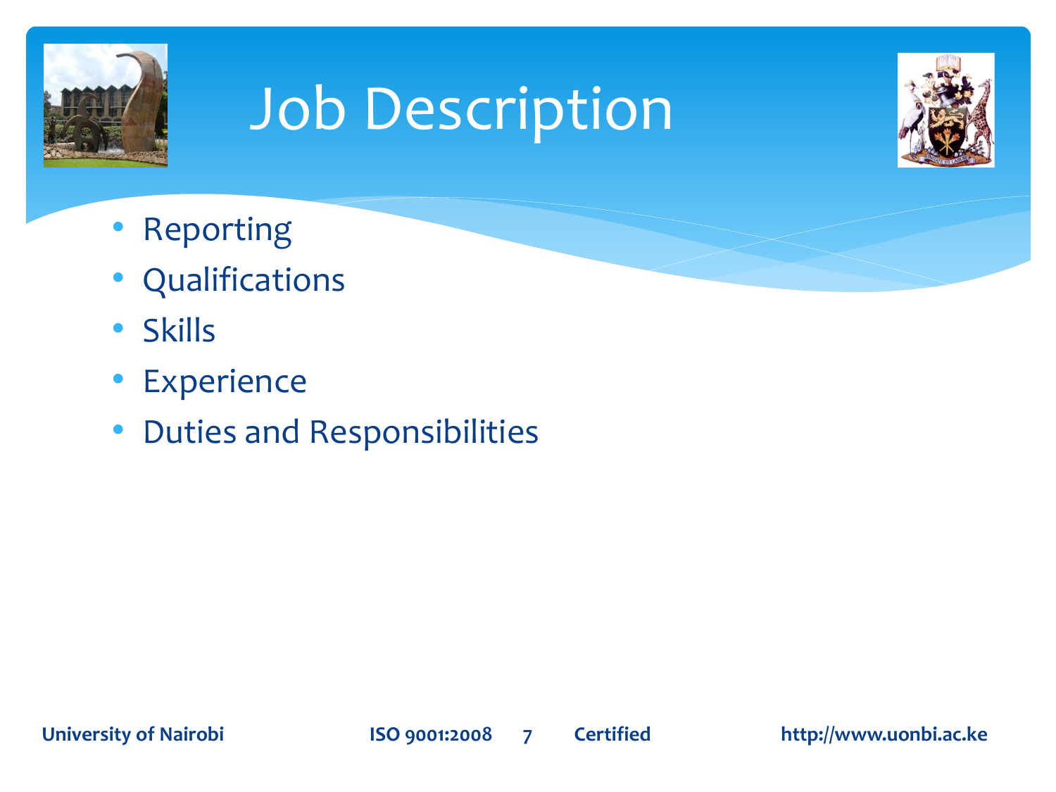# Job Description

- Reporting
- Qualifications
- Skills
- Experience
- Duties and Responsibilities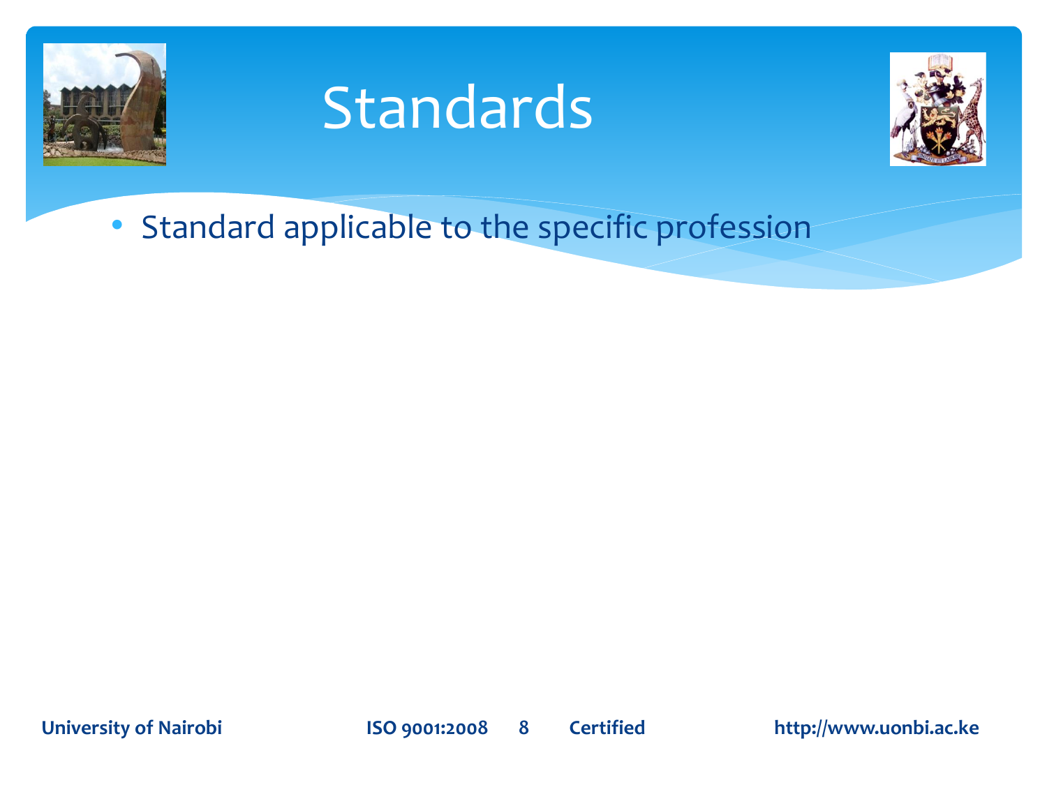# Standards

- Standard applicable to the specific profession